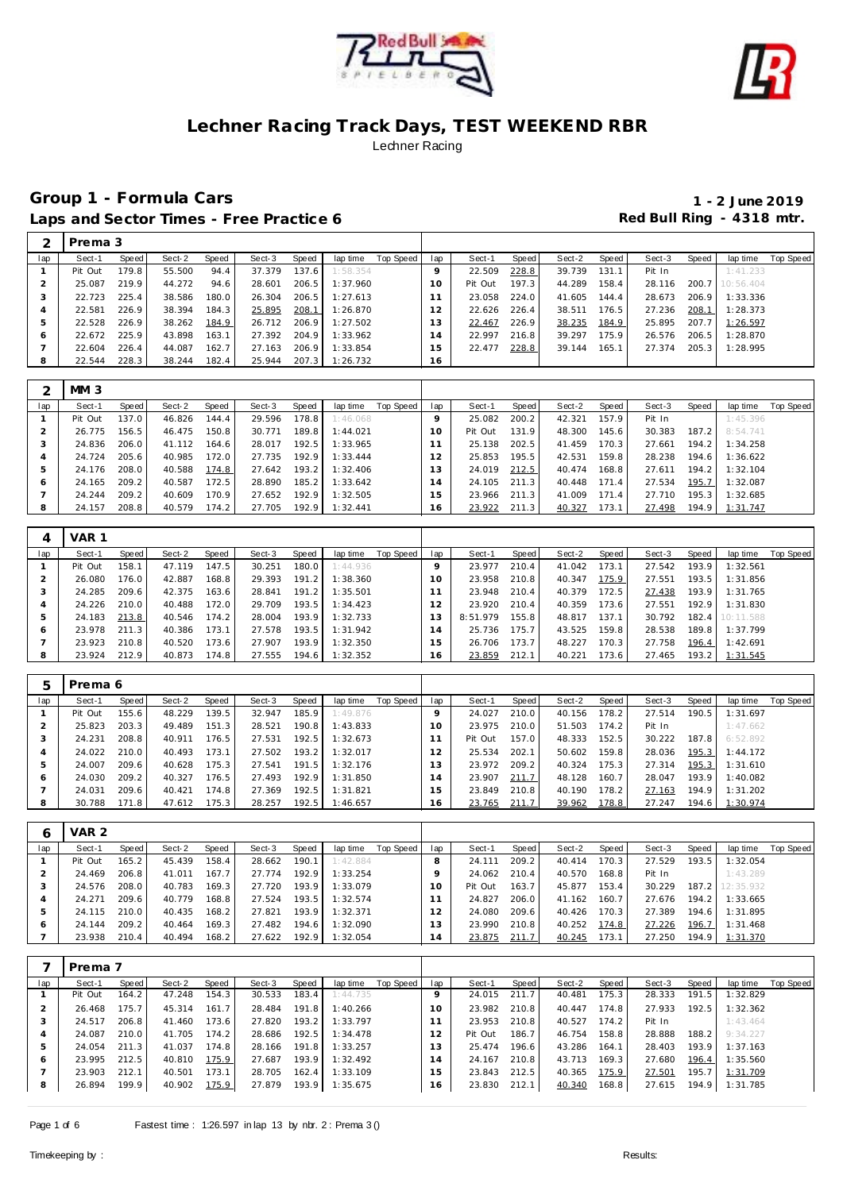# Lechner Racing Track Days, TEST WEEKEND RBR

Lechner Racing

## Group 1 - Formula Cars

**1 - 2 June 2019**

## Laps and Sector Times - Free Practice 6

**Red Bull Ring - 4318 mtr.**

### 2 Prema 3

| lap | Sect-1 | Speed | Sect-2 | Speed | Sect-3 | Speed | lap time | Top Speed | lap | Sect-1 | Speed | Sect-2 | Speed | Sect-3 | Speed | lap time | Top Speed |
|---|---|---|---|---|---|---|---|---|---|---|---|---|---|---|---|---|---|
| 1 | Pit Out | 179.8 | 55.500 | 94.4 | 37.379 | 137.6 | 1:58.354 | | 9 | 22.509 | 228.8 | 39.739 | 131.1 | Pit In | | 1:41.233 | |
| 2 | 25.087 | 219.9 | 44.272 | 94.6 | 28.601 | 206.5 | 1:37.960 | | 10 | Pit Out | 197.3 | 44.289 | 158.4 | 28.116 | 200.7 | 10:56.404 | |
| 3 | 22.723 | 225.4 | 38.586 | 180.0 | 26.304 | 206.5 | 1:27.613 | | 11 | 23.058 | 224.0 | 41.605 | 144.4 | 28.673 | 206.9 | 1:33.336 | |
| 4 | 22.581 | 226.9 | 38.394 | 184.3 | 25.895 | 208.1 | 1:26.870 | | 12 | 22.626 | 226.4 | 38.511 | 176.5 | 27.236 | 208.1 | 1:28.373 | |
| 5 | 22.528 | 226.9 | 38.262 | 184.9 | 26.712 | 206.9 | 1:27.502 | | 13 | 22.467 | 226.9 | 38.235 | 184.9 | 25.895 | 207.7 | 1:26.597 | |
| 6 | 22.672 | 225.9 | 43.898 | 163.1 | 27.392 | 204.9 | 1:33.962 | | 14 | 22.997 | 216.8 | 39.297 | 175.9 | 26.576 | 206.5 | 1:28.870 | |
| 7 | 22.604 | 226.4 | 44.087 | 162.7 | 27.163 | 206.9 | 1:33.854 | | 15 | 22.477 | 228.8 | 39.144 | 165.1 | 27.374 | 205.3 | 1:28.995 | |
| 8 | 22.544 | 228.3 | 38.244 | 182.4 | 25.944 | 207.3 | 1:26.732 | | 16 | | | | | | | | |

### 2 MM 3

| lap | Sect-1 | Speed | Sect-2 | Speed | Sect-3 | Speed | lap time | Top Speed | lap | Sect-1 | Speed | Sect-2 | Speed | Sect-3 | Speed | lap time | Top Speed |
|---|---|---|---|---|---|---|---|---|---|---|---|---|---|---|---|---|---|
| 1 | Pit Out | 137.0 | 46.826 | 144.4 | 29.596 | 178.8 | 1:46.068 | | 9 | 25.082 | 200.2 | 42.321 | 157.9 | Pit In | | 1:45.396 | |
| 2 | 26.775 | 156.5 | 46.475 | 150.8 | 30.771 | 189.8 | 1:44.021 | | 10 | Pit Out | 131.9 | 48.300 | 145.6 | 30.383 | 187.2 | 8:54.741 | |
| 3 | 24.836 | 206.0 | 41.112 | 164.6 | 28.017 | 192.5 | 1:33.965 | | 11 | 25.138 | 202.5 | 41.459 | 170.3 | 27.661 | 194.2 | 1:34.258 | |
| 4 | 24.724 | 205.6 | 40.985 | 172.0 | 27.735 | 192.9 | 1:33.444 | | 12 | 25.853 | 195.5 | 42.531 | 159.8 | 28.238 | 194.6 | 1:36.622 | |
| 5 | 24.176 | 208.0 | 40.588 | 174.8 | 27.642 | 193.2 | 1:32.406 | | 13 | 24.019 | 212.5 | 40.474 | 168.8 | 27.611 | 194.2 | 1:32.104 | |
| 6 | 24.165 | 209.2 | 40.587 | 172.5 | 28.890 | 185.2 | 1:33.642 | | 14 | 24.105 | 211.3 | 40.448 | 171.4 | 27.534 | 195.7 | 1:32.087 | |
| 7 | 24.244 | 209.2 | 40.609 | 170.9 | 27.652 | 192.9 | 1:32.505 | | 15 | 23.966 | 211.3 | 41.009 | 171.4 | 27.710 | 195.3 | 1:32.685 | |
| 8 | 24.157 | 208.8 | 40.579 | 174.2 | 27.705 | 192.9 | 1:32.441 | | 16 | 23.922 | 211.3 | 40.327 | 173.1 | 27.498 | 194.9 | 1:31.747 | |

### 4 VAR 1

| lap | Sect-1 | Speed | Sect-2 | Speed | Sect-3 | Speed | lap time | Top Speed | lap | Sect-1 | Speed | Sect-2 | Speed | Sect-3 | Speed | lap time | Top Speed |
|---|---|---|---|---|---|---|---|---|---|---|---|---|---|---|---|---|---|
| 1 | Pit Out | 158.1 | 47.119 | 147.5 | 30.251 | 180.0 | 1:44.936 | | 9 | 23.977 | 210.4 | 41.042 | 173.1 | 27.542 | 193.9 | 1:32.561 | |
| 2 | 26.080 | 176.0 | 42.887 | 168.8 | 29.393 | 191.2 | 1:38.360 | | 10 | 23.958 | 210.8 | 40.347 | 175.9 | 27.551 | 193.5 | 1:31.856 | |
| 3 | 24.285 | 209.6 | 42.375 | 163.6 | 28.841 | 191.2 | 1:35.501 | | 11 | 23.948 | 210.4 | 40.379 | 172.5 | 27.438 | 193.9 | 1:31.765 | |
| 4 | 24.226 | 210.0 | 40.488 | 172.0 | 29.709 | 193.5 | 1:34.423 | | 12 | 23.920 | 210.4 | 40.359 | 173.6 | 27.551 | 192.9 | 1:31.830 | |
| 5 | 24.183 | 213.8 | 40.546 | 174.2 | 28.004 | 193.9 | 1:32.733 | | 13 | 8:51.979 | 155.8 | 48.817 | 137.1 | 30.792 | 182.4 | 10:11.588 | |
| 6 | 23.978 | 211.3 | 40.386 | 173.1 | 27.578 | 193.5 | 1:31.942 | | 14 | 25.736 | 175.7 | 43.525 | 159.8 | 28.538 | 189.8 | 1:37.799 | |
| 7 | 23.923 | 210.8 | 40.520 | 173.6 | 27.907 | 193.9 | 1:32.350 | | 15 | 26.706 | 173.7 | 48.227 | 170.3 | 27.758 | 196.4 | 1:42.691 | |
| 8 | 23.924 | 212.9 | 40.873 | 174.8 | 27.555 | 194.6 | 1:32.352 | | 16 | 23.859 | 212.1 | 40.221 | 173.6 | 27.465 | 193.2 | 1:31.545 | |

### 5 Prema 6

| lap | Sect-1 | Speed | Sect-2 | Speed | Sect-3 | Speed | lap time | Top Speed | lap | Sect-1 | Speed | Sect-2 | Speed | Sect-3 | Speed | lap time | Top Speed |
|---|---|---|---|---|---|---|---|---|---|---|---|---|---|---|---|---|---|
| 1 | Pit Out | 155.6 | 48.229 | 139.5 | 32.947 | 185.9 | 1:49.876 | | 9 | 24.027 | 210.0 | 40.156 | 178.2 | 27.514 | 190.5 | 1:31.697 | |
| 2 | 25.823 | 203.3 | 49.489 | 151.3 | 28.521 | 190.8 | 1:43.833 | | 10 | 23.975 | 210.0 | 51.503 | 174.2 | Pit In | | 1:47.662 | |
| 3 | 24.231 | 208.8 | 40.911 | 176.5 | 27.531 | 192.5 | 1:32.673 | | 11 | Pit Out | 157.0 | 48.333 | 152.5 | 30.222 | 187.8 | 6:52.892 | |
| 4 | 24.022 | 210.0 | 40.493 | 173.1 | 27.502 | 193.2 | 1:32.017 | | 12 | 25.534 | 202.1 | 50.602 | 159.8 | 28.036 | 195.3 | 1:44.172 | |
| 5 | 24.007 | 209.6 | 40.628 | 175.3 | 27.541 | 191.5 | 1:32.176 | | 13 | 23.972 | 209.2 | 40.324 | 175.3 | 27.314 | 195.3 | 1:31.610 | |
| 6 | 24.030 | 209.2 | 40.327 | 176.5 | 27.493 | 192.9 | 1:31.850 | | 14 | 23.907 | 211.7 | 48.128 | 160.7 | 28.047 | 193.9 | 1:40.082 | |
| 7 | 24.031 | 209.6 | 40.421 | 174.8 | 27.369 | 192.5 | 1:31.821 | | 15 | 23.849 | 210.8 | 40.190 | 178.2 | 27.163 | 194.9 | 1:31.202 | |
| 8 | 30.788 | 171.8 | 47.612 | 175.3 | 28.257 | 192.5 | 1:46.657 | | 16 | 23.765 | 211.7 | 39.962 | 178.8 | 27.247 | 194.6 | 1:30.974 | |

### 6 VAR 2

| lap | Sect-1 | Speed | Sect-2 | Speed | Sect-3 | Speed | lap time | Top Speed | lap | Sect-1 | Speed | Sect-2 | Speed | Sect-3 | Speed | lap time | Top Speed |
|---|---|---|---|---|---|---|---|---|---|---|---|---|---|---|---|---|---|
| 1 | Pit Out | 165.2 | 45.439 | 158.4 | 28.662 | 190.1 | 1:42.884 | | 8 | 24.111 | 209.2 | 40.414 | 170.3 | 27.529 | 193.5 | 1:32.054 | |
| 2 | 24.469 | 206.8 | 41.011 | 167.7 | 27.774 | 192.9 | 1:33.254 | | 9 | 24.062 | 210.4 | 40.570 | 168.8 | Pit In | | 1:43.289 | |
| 3 | 24.576 | 208.0 | 40.783 | 169.3 | 27.720 | 193.9 | 1:33.079 | | 10 | Pit Out | 163.7 | 45.877 | 153.4 | 30.229 | 187.2 | 12:35.932 | |
| 4 | 24.271 | 209.6 | 40.779 | 168.8 | 27.524 | 193.5 | 1:32.574 | | 11 | 24.827 | 206.0 | 41.162 | 160.7 | 27.676 | 194.2 | 1:33.665 | |
| 5 | 24.115 | 210.0 | 40.435 | 168.2 | 27.821 | 193.9 | 1:32.371 | | 12 | 24.080 | 209.6 | 40.426 | 170.3 | 27.389 | 194.6 | 1:31.895 | |
| 6 | 24.144 | 209.2 | 40.464 | 169.3 | 27.482 | 194.6 | 1:32.090 | | 13 | 23.990 | 210.8 | 40.252 | 174.8 | 27.226 | 196.7 | 1:31.468 | |
| 7 | 23.938 | 210.4 | 40.494 | 168.2 | 27.622 | 192.9 | 1:32.054 | | 14 | 23.875 | 211.7 | 40.245 | 173.1 | 27.250 | 194.9 | 1:31.370 | |

### 7 Prema 7

| lap | Sect-1 | Speed | Sect-2 | Speed | Sect-3 | Speed | lap time | Top Speed | lap | Sect-1 | Speed | Sect-2 | Speed | Sect-3 | Speed | lap time | Top Speed |
|---|---|---|---|---|---|---|---|---|---|---|---|---|---|---|---|---|---|
| 1 | Pit Out | 164.2 | 47.248 | 154.3 | 30.533 | 183.4 | 1:44.735 | | 9 | 24.015 | 211.7 | 40.481 | 175.3 | 28.333 | 191.5 | 1:32.829 | |
| 2 | 26.468 | 175.7 | 45.314 | 161.7 | 28.484 | 191.8 | 1:40.266 | | 10 | 23.982 | 210.8 | 40.447 | 174.8 | 27.933 | 192.5 | 1:32.362 | |
| 3 | 24.517 | 206.8 | 41.460 | 173.6 | 27.820 | 193.2 | 1:33.797 | | 11 | 23.953 | 210.8 | 40.527 | 174.2 | Pit In | | 1:43.464 | |
| 4 | 24.087 | 210.0 | 41.705 | 174.2 | 28.686 | 192.5 | 1:34.478 | | 12 | Pit Out | 186.7 | 46.754 | 158.8 | 28.888 | 188.2 | 9:34.227 | |
| 5 | 24.054 | 211.3 | 41.037 | 174.8 | 28.166 | 191.8 | 1:33.257 | | 13 | 25.474 | 196.6 | 43.286 | 164.1 | 28.403 | 193.9 | 1:37.163 | |
| 6 | 23.995 | 212.5 | 40.810 | 175.9 | 27.687 | 193.9 | 1:32.492 | | 14 | 24.167 | 210.8 | 43.713 | 169.3 | 27.680 | 196.4 | 1:35.560 | |
| 7 | 23.903 | 212.1 | 40.501 | 173.1 | 28.705 | 162.4 | 1:33.109 | | 15 | 23.843 | 212.5 | 40.365 | 175.9 | 27.501 | 195.7 | 1:31.709 | |
| 8 | 26.894 | 199.9 | 40.902 | 175.9 | 27.879 | 193.9 | 1:35.675 | | 16 | 23.830 | 212.1 | 40.340 | 168.8 | 27.615 | 194.9 | 1:31.785 | |

Fastest time : 1:26.597 in lap 13 by nbr. 2 : Prema 3 ()

Timekeeping by :

Results: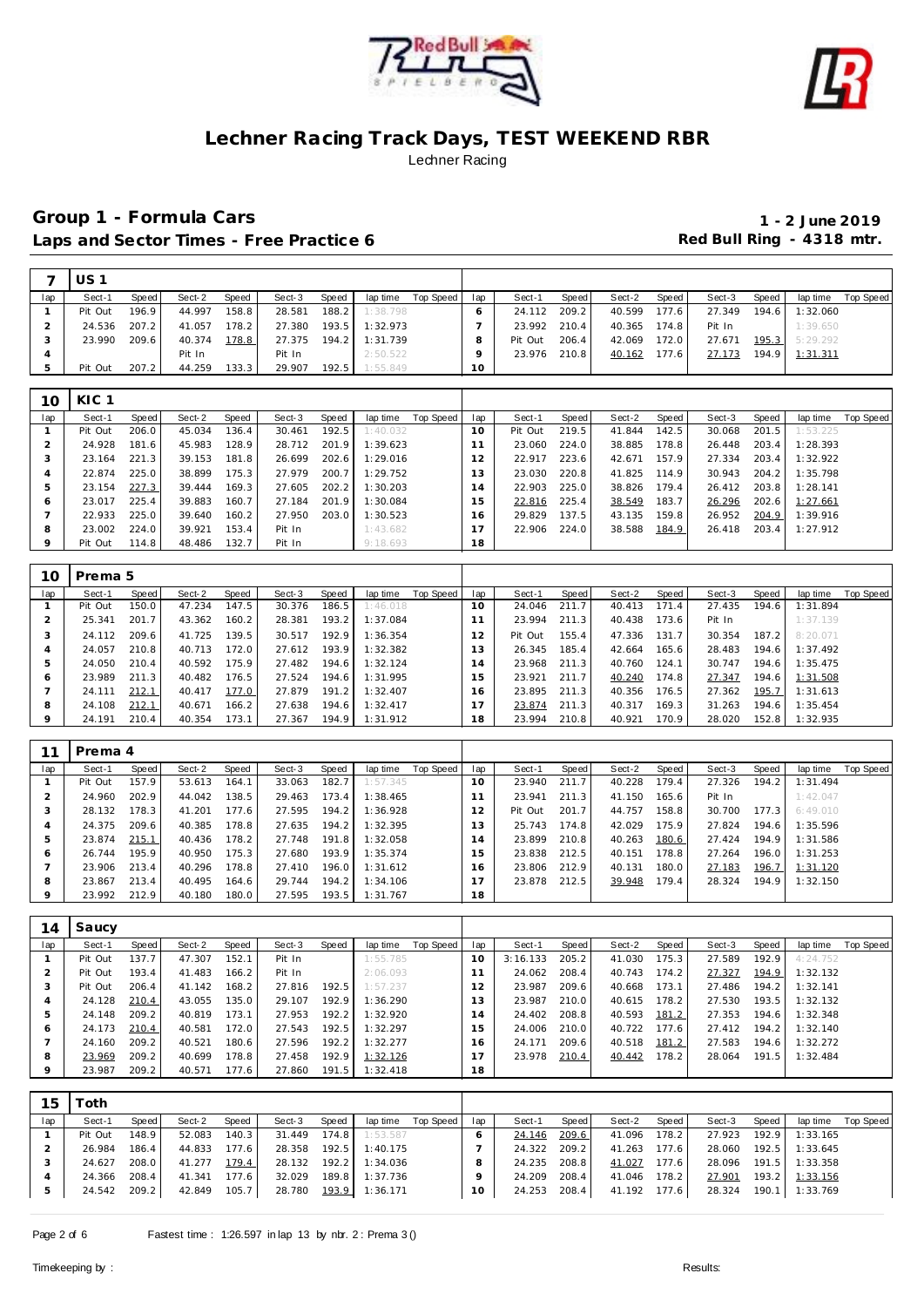# Lechner Racing Track Days, TEST WEEKEND RBR

Lechner Racing

## Group 1 - Formula Cars

**Laps and Sector Times - Free Practice 6**

**1 - 2 June 2019**

**Red Bull Ring - 4318 mtr.**

| 7 | US 1 | | | | | | | | | | | | | | | | | |
|---|---|---|---|---|---|---|---|---|---|---|---|---|---|---|---|---|---|---|
| lap | Sect-1 | Speed | Sect-2 | Speed | Sect-3 | Speed | lap time | Top Speed | lap | Sect-1 | Speed | Sect-2 | Speed | Sect-3 | Speed | lap time | Top Speed |
| 1 | Pit Out | 196.9 | 44.997 | 158.8 | 28.581 | 188.2 | 1:38.798 | | 6 | 24.112 | 209.2 | 40.599 | 177.6 | 27.349 | 194.6 | 1:32.060 | |
| 2 | 24.536 | 207.2 | 41.057 | 178.2 | 27.380 | 193.5 | 1:32.973 | | 7 | 23.992 | 210.4 | 40.365 | 174.8 | Pit In | | 1:39.650 | |
| 3 | 23.990 | 209.6 | 40.374 | 178.8 | 27.375 | 194.2 | 1:31.739 | | 8 | Pit Out | 206.4 | 42.069 | 172.0 | 27.671 | 195.3 | 5:29.292 | |
| 4 | | | Pit In | | Pit In | | 2:50.522 | | 9 | 23.976 | 210.8 | 40.162 | 177.6 | 27.173 | 194.9 | 1:31.311 | |
| 5 | Pit Out | 207.2 | 44.259 | 133.3 | 29.907 | 192.5 | 1:55.849 | | 10 | | | | | | | | |

| 10 | KIC 1 | | | | | | | | | | | | | | | | | |
|---|---|---|---|---|---|---|---|---|---|---|---|---|---|---|---|---|---|---|
| lap | Sect-1 | Speed | Sect-2 | Speed | Sect-3 | Speed | lap time | Top Speed | lap | Sect-1 | Speed | Sect-2 | Speed | Sect-3 | Speed | lap time | Top Speed |
| 1 | Pit Out | 206.0 | 45.034 | 136.4 | 30.461 | 192.5 | 1:40.032 | | 10 | Pit Out | 219.5 | 41.844 | 142.5 | 30.068 | 201.5 | 1:53.225 | |
| 2 | 24.928 | 181.6 | 45.983 | 128.9 | 28.712 | 201.9 | 1:39.623 | | 11 | 23.060 | 224.0 | 38.885 | 178.8 | 26.448 | 203.4 | 1:28.393 | |
| 3 | 23.164 | 221.3 | 39.153 | 181.8 | 26.699 | 202.6 | 1:29.016 | | 12 | 22.917 | 223.6 | 42.671 | 157.9 | 27.334 | 203.4 | 1:32.922 | |
| 4 | 22.874 | 225.0 | 38.899 | 175.3 | 27.979 | 200.7 | 1:29.752 | | 13 | 23.030 | 220.8 | 41.825 | 114.9 | 30.943 | 204.2 | 1:35.798 | |
| 5 | 23.154 | 227.3 | 39.444 | 169.3 | 27.605 | 202.2 | 1:30.203 | | 14 | 22.903 | 225.0 | 38.826 | 179.4 | 26.412 | 203.8 | 1:28.141 | |
| 6 | 23.017 | 225.4 | 39.883 | 160.7 | 27.184 | 201.9 | 1:30.084 | | 15 | 22.816 | 225.4 | 38.549 | 183.7 | 26.296 | 202.6 | 1:27.661 | |
| 7 | 22.933 | 225.0 | 39.640 | 160.2 | 27.950 | 203.0 | 1:30.523 | | 16 | 29.829 | 137.5 | 43.135 | 159.8 | 26.952 | 204.9 | 1:39.916 | |
| 8 | 23.002 | 224.0 | 39.921 | 153.4 | Pit In | | 1:43.682 | | 17 | 22.906 | 224.0 | 38.588 | 184.9 | 26.418 | 203.4 | 1:27.912 | |
| 9 | Pit Out | 114.8 | 48.486 | 132.7 | Pit In | | 9:18.693 | | 18 | | | | | | | | |

| 10 | Prema 5 | | | | | | | | | | | | | | | | | |
|---|---|---|---|---|---|---|---|---|---|---|---|---|---|---|---|---|---|---|
| lap | Sect-1 | Speed | Sect-2 | Speed | Sect-3 | Speed | lap time | Top Speed | lap | Sect-1 | Speed | Sect-2 | Speed | Sect-3 | Speed | lap time | Top Speed |
| 1 | Pit Out | 150.0 | 47.234 | 147.5 | 30.376 | 186.5 | 1:46.018 | | 10 | 24.046 | 211.7 | 40.413 | 171.4 | 27.435 | 194.6 | 1:31.894 | |
| 2 | 25.341 | 201.7 | 43.362 | 160.2 | 28.381 | 193.2 | 1:37.084 | | 11 | 23.994 | 211.3 | 40.438 | 173.6 | Pit In | | 1:37.139 | |
| 3 | 24.112 | 209.6 | 41.725 | 139.5 | 30.517 | 192.9 | 1:36.354 | | 12 | Pit Out | 155.4 | 47.336 | 131.7 | 30.354 | 187.2 | 8:20.071 | |
| 4 | 24.057 | 210.8 | 40.713 | 172.0 | 27.612 | 193.9 | 1:32.382 | | 13 | 26.345 | 185.4 | 42.664 | 165.6 | 28.483 | 194.6 | 1:37.492 | |
| 5 | 24.050 | 210.4 | 40.592 | 175.9 | 27.482 | 194.6 | 1:32.124 | | 14 | 23.968 | 211.3 | 40.760 | 124.1 | 30.747 | 194.6 | 1:35.475 | |
| 6 | 23.989 | 211.3 | 40.482 | 176.5 | 27.524 | 194.6 | 1:31.995 | | 15 | 23.921 | 211.7 | 40.240 | 174.8 | 27.347 | 194.6 | 1:31.508 | |
| 7 | 24.111 | 212.1 | 40.417 | 177.0 | 27.879 | 191.2 | 1:32.407 | | 16 | 23.895 | 211.3 | 40.356 | 176.5 | 27.362 | 195.7 | 1:31.613 | |
| 8 | 24.108 | 212.1 | 40.671 | 166.2 | 27.638 | 194.6 | 1:32.417 | | 17 | 23.874 | 211.3 | 40.317 | 169.3 | 31.263 | 194.6 | 1:35.454 | |
| 9 | 24.191 | 210.4 | 40.354 | 173.1 | 27.367 | 194.9 | 1:31.912 | | 18 | 23.994 | 210.8 | 40.921 | 170.9 | 28.020 | 152.8 | 1:32.935 | |

| 11 | Prema 4 | | | | | | | | | | | | | | | | | |
|---|---|---|---|---|---|---|---|---|---|---|---|---|---|---|---|---|---|---|
| lap | Sect-1 | Speed | Sect-2 | Speed | Sect-3 | Speed | lap time | Top Speed | lap | Sect-1 | Speed | Sect-2 | Speed | Sect-3 | Speed | lap time | Top Speed |
| 1 | Pit Out | 157.9 | 53.613 | 164.1 | 33.063 | 182.7 | 1:57.345 | | 10 | 23.940 | 211.7 | 40.228 | 179.4 | 27.326 | 194.2 | 1:31.494 | |
| 2 | 24.960 | 202.9 | 44.042 | 138.5 | 29.463 | 173.4 | 1:38.465 | | 11 | 23.941 | 211.3 | 41.150 | 165.6 | Pit In | | 1:42.047 | |
| 3 | 28.132 | 178.3 | 41.201 | 177.6 | 27.595 | 194.2 | 1:36.928 | | 12 | Pit Out | 201.7 | 44.757 | 158.8 | 30.700 | 177.3 | 6:49.010 | |
| 4 | 24.375 | 209.6 | 40.385 | 178.8 | 27.635 | 194.2 | 1:32.395 | | 13 | 25.743 | 174.8 | 42.029 | 175.9 | 27.824 | 194.6 | 1:35.596 | |
| 5 | 23.874 | 215.1 | 40.436 | 178.2 | 27.748 | 191.8 | 1:32.058 | | 14 | 23.899 | 210.8 | 40.263 | 180.6 | 27.424 | 194.9 | 1:31.586 | |
| 6 | 26.744 | 195.9 | 40.950 | 175.3 | 27.680 | 193.9 | 1:35.374 | | 15 | 23.838 | 212.5 | 40.151 | 178.8 | 27.264 | 196.0 | 1:31.253 | |
| 7 | 23.906 | 213.4 | 40.296 | 178.8 | 27.410 | 196.0 | 1:31.612 | | 16 | 23.806 | 212.9 | 40.131 | 180.0 | 27.183 | 196.7 | 1:31.120 | |
| 8 | 23.867 | 213.4 | 40.495 | 164.6 | 29.744 | 194.2 | 1:34.106 | | 17 | 23.878 | 212.5 | 39.948 | 179.4 | 28.324 | 194.9 | 1:32.150 | |
| 9 | 23.992 | 212.9 | 40.180 | 180.0 | 27.595 | 193.5 | 1:31.767 | | 18 | | | | | | | | |

| 14 | Saucy | | | | | | | | | | | | | | | | | |
|---|---|---|---|---|---|---|---|---|---|---|---|---|---|---|---|---|---|---|
| lap | Sect-1 | Speed | Sect-2 | Speed | Sect-3 | Speed | lap time | Top Speed | lap | Sect-1 | Speed | Sect-2 | Speed | Sect-3 | Speed | lap time | Top Speed |
| 1 | Pit Out | 137.7 | 47.307 | 152.1 | Pit In | | 1:55.785 | | 10 | 3:16.133 | 205.2 | 41.030 | 175.3 | 27.589 | 192.9 | 4:24.752 | |
| 2 | Pit Out | 193.4 | 41.483 | 166.2 | Pit In | | 2:06.093 | | 11 | 24.062 | 208.4 | 40.743 | 174.2 | 27.327 | 194.9 | 1:32.132 | |
| 3 | Pit Out | 206.4 | 41.142 | 168.2 | 27.816 | 192.5 | 1:57.237 | | 12 | 23.987 | 209.6 | 40.668 | 173.1 | 27.486 | 194.2 | 1:32.141 | |
| 4 | 24.128 | 210.4 | 43.055 | 135.0 | 29.107 | 192.9 | 1:36.290 | | 13 | 23.987 | 210.0 | 40.615 | 178.2 | 27.530 | 193.5 | 1:32.132 | |
| 5 | 24.148 | 209.2 | 40.819 | 173.1 | 27.953 | 192.2 | 1:32.920 | | 14 | 24.402 | 208.8 | 40.593 | 181.2 | 27.353 | 194.6 | 1:32.348 | |
| 6 | 24.173 | 210.4 | 40.581 | 172.0 | 27.543 | 192.5 | 1:32.297 | | 15 | 24.006 | 210.0 | 40.722 | 177.6 | 27.412 | 194.2 | 1:32.140 | |
| 7 | 24.160 | 209.2 | 40.521 | 180.6 | 27.596 | 192.2 | 1:32.277 | | 16 | 24.171 | 209.6 | 40.518 | 181.2 | 27.583 | 194.6 | 1:32.272 | |
| 8 | 23.969 | 209.2 | 40.699 | 178.8 | 27.458 | 192.9 | 1:32.126 | | 17 | 23.978 | 210.4 | 40.442 | 178.2 | 28.064 | 191.5 | 1:32.484 | |
| 9 | 23.987 | 209.2 | 40.571 | 177.6 | 27.860 | 191.5 | 1:32.418 | | 18 | | | | | | | | |

| 15 | Toth | | | | | | | | | | | | | | | | | |
|---|---|---|---|---|---|---|---|---|---|---|---|---|---|---|---|---|---|---|
| lap | Sect-1 | Speed | Sect-2 | Speed | Sect-3 | Speed | lap time | Top Speed | lap | Sect-1 | Speed | Sect-2 | Speed | Sect-3 | Speed | lap time | Top Speed |
| 1 | Pit Out | 148.9 | 52.083 | 140.3 | 31.449 | 174.8 | 1:53.587 | | 6 | 24.146 | 209.6 | 41.096 | 178.2 | 27.923 | 192.9 | 1:33.165 | |
| 2 | 26.984 | 186.4 | 44.833 | 177.6 | 28.358 | 192.5 | 1:40.175 | | 7 | 24.322 | 209.2 | 41.263 | 177.6 | 28.060 | 192.5 | 1:33.645 | |
| 3 | 24.627 | 208.0 | 41.277 | 179.4 | 28.132 | 192.2 | 1:34.036 | | 8 | 24.235 | 208.8 | 41.027 | 177.6 | 28.096 | 191.5 | 1:33.358 | |
| 4 | 24.366 | 208.4 | 41.341 | 177.6 | 32.029 | 189.8 | 1:37.736 | | 9 | 24.209 | 208.4 | 41.046 | 178.2 | 27.901 | 193.2 | 1:33.156 | |
| 5 | 24.542 | 209.2 | 42.849 | 105.7 | 28.780 | 193.9 | 1:36.171 | | 10 | 24.253 | 208.4 | 41.192 | 177.6 | 28.324 | 190.1 | 1:33.769 | |

Fastest time : 1:26.597 in lap 13 by nbr. 2 : Prema 3 ()

Timekeeping by : Results: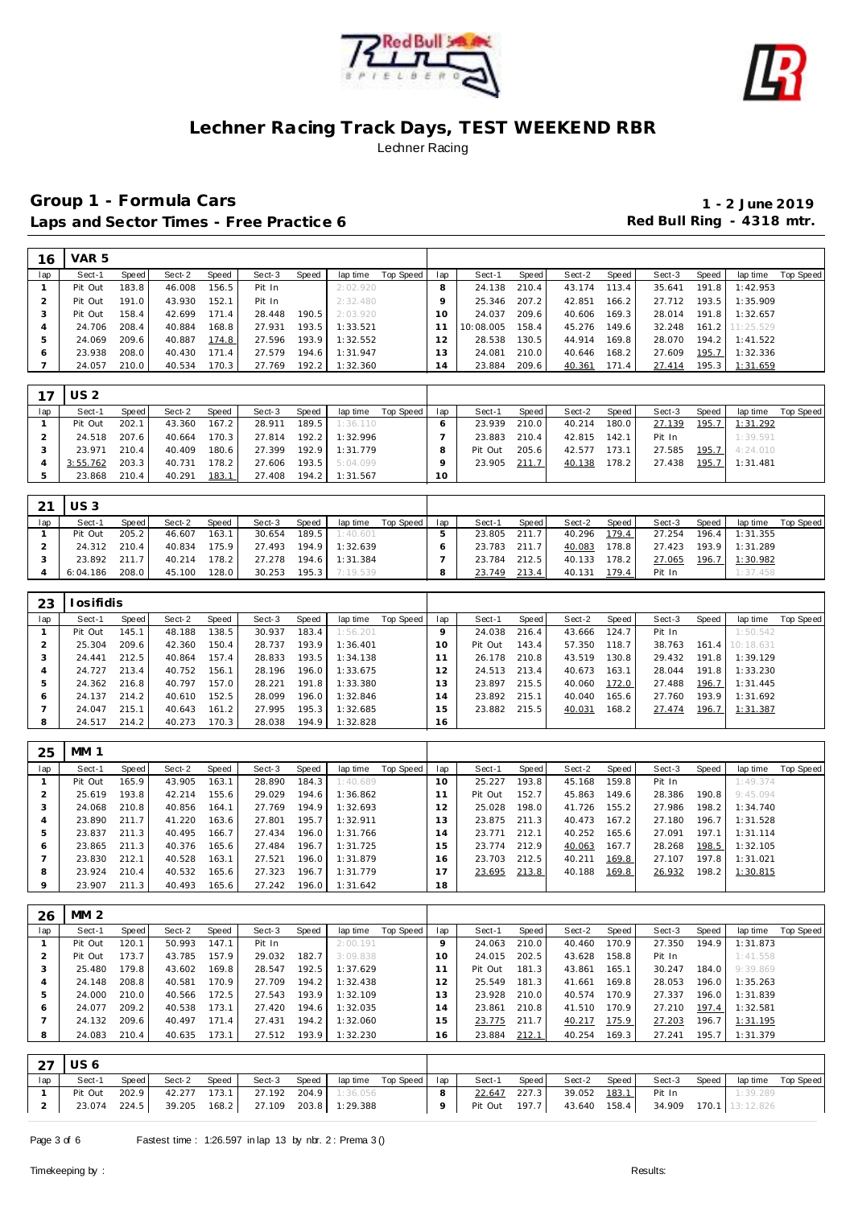# Lechner Racing Track Days, TEST WEEKEND RBR

Lechner Racing

## Group 1 - Formula Cars

**1 - 2 June 2019**

### Laps and Sector Times - Free Practice 6

**Red Bull Ring - 4318 mtr.**

| 16 | VAR 5 | | | | | | | | | | | | | | | | | |
|---|---|---|---|---|---|---|---|---|---|---|---|---|---|---|---|---|---|---|
| lap | Sect-1 | Speed | Sect-2 | Speed | Sect-3 | Speed | lap time | Top Speed | lap | Sect-1 | Speed | Sect-2 | Speed | Sect-3 | Speed | lap time | Top Speed |
| 1 | Pit Out | 183.8 | 46.008 | 156.5 | Pit In | | 2:02.920 | | 8 | 24.138 | 210.4 | 43.174 | 113.4 | 35.641 | 191.8 | 1:42.953 | |
| 2 | Pit Out | 191.0 | 43.930 | 152.1 | Pit In | | 2:32.480 | | 9 | 25.346 | 207.2 | 42.851 | 166.2 | 27.712 | 193.5 | 1:35.909 | |
| 3 | Pit Out | 158.4 | 42.699 | 171.4 | 28.448 | 190.5 | 2:03.920 | | 10 | 24.037 | 209.6 | 40.606 | 169.3 | 28.014 | 191.8 | 1:32.657 | |
| 4 | 24.706 | 208.4 | 40.884 | 168.8 | 27.931 | 193.5 | 1:33.521 | | 11 | 10:08.005 | 158.4 | 45.276 | 149.6 | 32.248 | 161.2 | 11:25.529 | |
| 5 | 24.069 | 209.6 | 40.887 | 174.8 | 27.596 | 193.9 | 1:32.552 | | 12 | 28.538 | 130.5 | 44.914 | 169.8 | 28.070 | 194.2 | 1:41.522 | |
| 6 | 23.938 | 208.0 | 40.430 | 171.4 | 27.579 | 194.6 | 1:31.947 | | 13 | 24.081 | 210.0 | 40.646 | 168.2 | 27.609 | 195.7 | 1:32.336 | |
| 7 | 24.057 | 210.0 | 40.534 | 170.3 | 27.769 | 192.2 | 1:32.360 | | 14 | 23.884 | 209.6 | 40.361 | 171.4 | 27.414 | 195.3 | 1:31.659 | |

| 17 | US 2 | | | | | | | | | | | | | | | | | |
|---|---|---|---|---|---|---|---|---|---|---|---|---|---|---|---|---|---|---|
| lap | Sect-1 | Speed | Sect-2 | Speed | Sect-3 | Speed | lap time | Top Speed | lap | Sect-1 | Speed | Sect-2 | Speed | Sect-3 | Speed | lap time | Top Speed |
| 1 | Pit Out | 202.1 | 43.360 | 167.2 | 28.911 | 189.5 | 1:36.110 | | 6 | 23.939 | 210.0 | 40.214 | 180.0 | 27.139 | 195.7 | 1:31.292 | |
| 2 | 24.518 | 207.6 | 40.664 | 170.3 | 27.814 | 192.2 | 1:32.996 | | 7 | 23.883 | 210.4 | 42.815 | 142.1 | Pit In | | 1:39.591 | |
| 3 | 23.971 | 210.4 | 40.409 | 180.6 | 27.399 | 192.9 | 1:31.779 | | 8 | Pit Out | 205.6 | 42.577 | 173.1 | 27.585 | 195.7 | 4:24.010 | |
| 4 | 3:55.762 | 203.3 | 40.731 | 178.2 | 27.606 | 193.5 | 5:04.099 | | 9 | 23.905 | 211.7 | 40.138 | 178.2 | 27.438 | 195.7 | 1:31.481 | |
| 5 | 23.868 | 210.4 | 40.291 | 183.1 | 27.408 | 194.2 | 1:31.567 | | 10 | | | | | | | | |

| 21 | US 3 | | | | | | | | | | | | | | | | | |
|---|---|---|---|---|---|---|---|---|---|---|---|---|---|---|---|---|---|---|
| lap | Sect-1 | Speed | Sect-2 | Speed | Sect-3 | Speed | lap time | Top Speed | lap | Sect-1 | Speed | Sect-2 | Speed | Sect-3 | Speed | lap time | Top Speed |
| 1 | Pit Out | 205.2 | 46.607 | 163.1 | 30.654 | 189.5 | 1:40.601 | | 5 | 23.805 | 211.7 | 40.296 | 179.4 | 27.254 | 196.4 | 1:31.355 | |
| 2 | 24.312 | 210.4 | 40.834 | 175.9 | 27.493 | 194.9 | 1:32.639 | | 6 | 23.783 | 211.7 | 40.083 | 178.8 | 27.423 | 193.9 | 1:31.289 | |
| 3 | 23.892 | 211.7 | 40.214 | 178.2 | 27.278 | 194.6 | 1:31.384 | | 7 | 23.784 | 212.5 | 40.133 | 178.2 | 27.065 | 196.7 | 1:30.982 | |
| 4 | 6:04.186 | 208.0 | 45.100 | 128.0 | 30.253 | 195.3 | 7:19.539 | | 8 | 23.749 | 213.4 | 40.131 | 179.4 | Pit In | | 1:37.458 | |

| 23 | Iosifidis | | | | | | | | | | | | | | | | | |
|---|---|---|---|---|---|---|---|---|---|---|---|---|---|---|---|---|---|---|
| lap | Sect-1 | Speed | Sect-2 | Speed | Sect-3 | Speed | lap time | Top Speed | lap | Sect-1 | Speed | Sect-2 | Speed | Sect-3 | Speed | lap time | Top Speed |
| 1 | Pit Out | 145.1 | 48.188 | 138.5 | 30.937 | 183.4 | 1:56.201 | | 9 | 24.038 | 216.4 | 43.666 | 124.7 | Pit In | | 1:50.542 | |
| 2 | 25.304 | 209.6 | 42.360 | 150.4 | 28.737 | 193.9 | 1:36.401 | | 10 | Pit Out | 143.4 | 57.350 | 118.7 | 38.763 | 161.4 | 10:18.631 | |
| 3 | 24.441 | 212.5 | 40.864 | 157.4 | 28.833 | 193.5 | 1:34.138 | | 11 | 26.178 | 210.8 | 43.519 | 130.8 | 29.432 | 191.8 | 1:39.129 | |
| 4 | 24.727 | 213.4 | 40.752 | 156.1 | 28.196 | 196.0 | 1:33.675 | | 12 | 24.513 | 213.4 | 40.673 | 163.1 | 28.044 | 191.8 | 1:33.230 | |
| 5 | 24.362 | 216.8 | 40.797 | 157.0 | 28.221 | 191.8 | 1:33.380 | | 13 | 23.897 | 215.5 | 40.060 | 172.0 | 27.488 | 196.7 | 1:31.445 | |
| 6 | 24.137 | 214.2 | 40.610 | 152.5 | 28.099 | 196.0 | 1:32.846 | | 14 | 23.892 | 215.1 | 40.040 | 165.6 | 27.760 | 193.9 | 1:31.692 | |
| 7 | 24.047 | 215.1 | 40.643 | 161.2 | 27.995 | 195.3 | 1:32.685 | | 15 | 23.882 | 215.5 | 40.031 | 168.2 | 27.474 | 196.7 | 1:31.387 | |
| 8 | 24.517 | 214.2 | 40.273 | 170.3 | 28.038 | 194.9 | 1:32.828 | | 16 | | | | | | | | |

| 25 | MM 1 | | | | | | | | | | | | | | | | | |
|---|---|---|---|---|---|---|---|---|---|---|---|---|---|---|---|---|---|---|
| lap | Sect-1 | Speed | Sect-2 | Speed | Sect-3 | Speed | lap time | Top Speed | lap | Sect-1 | Speed | Sect-2 | Speed | Sect-3 | Speed | lap time | Top Speed |
| 1 | Pit Out | 165.9 | 43.905 | 163.1 | 28.890 | 184.3 | 1:40.689 | | 10 | 25.227 | 193.8 | 45.168 | 159.8 | Pit In | | 1:49.374 | |
| 2 | 25.619 | 193.8 | 42.214 | 155.6 | 29.029 | 194.6 | 1:36.862 | | 11 | Pit Out | 152.7 | 45.863 | 149.6 | 28.386 | 190.8 | 9:45.094 | |
| 3 | 24.068 | 210.8 | 40.856 | 164.1 | 27.769 | 194.9 | 1:32.693 | | 12 | 25.028 | 198.0 | 41.726 | 155.2 | 27.986 | 198.2 | 1:34.740 | |
| 4 | 23.890 | 211.7 | 41.220 | 163.6 | 27.801 | 195.7 | 1:32.911 | | 13 | 23.875 | 211.3 | 40.473 | 167.2 | 27.180 | 196.7 | 1:31.528 | |
| 5 | 23.837 | 211.3 | 40.495 | 166.7 | 27.434 | 196.0 | 1:31.766 | | 14 | 23.771 | 212.1 | 40.252 | 165.6 | 27.091 | 197.1 | 1:31.114 | |
| 6 | 23.865 | 211.3 | 40.376 | 165.6 | 27.484 | 196.7 | 1:31.725 | | 15 | 23.774 | 212.9 | 40.063 | 167.7 | 28.268 | 198.5 | 1:32.105 | |
| 7 | 23.830 | 212.1 | 40.528 | 163.1 | 27.521 | 196.0 | 1:31.879 | | 16 | 23.703 | 212.5 | 40.211 | 169.8 | 27.107 | 197.8 | 1:31.021 | |
| 8 | 23.924 | 210.4 | 40.532 | 165.6 | 27.323 | 196.7 | 1:31.779 | | 17 | 23.695 | 213.8 | 40.188 | 169.8 | 26.932 | 198.2 | 1:30.815 | |
| 9 | 23.907 | 211.3 | 40.493 | 165.6 | 27.242 | 196.0 | 1:31.642 | | 18 | | | | | | | | |

| 26 | MM 2 | | | | | | | | | | | | | | | | | |
|---|---|---|---|---|---|---|---|---|---|---|---|---|---|---|---|---|---|---|
| lap | Sect-1 | Speed | Sect-2 | Speed | Sect-3 | Speed | lap time | Top Speed | lap | Sect-1 | Speed | Sect-2 | Speed | Sect-3 | Speed | lap time | Top Speed |
| 1 | Pit Out | 120.1 | 50.993 | 147.1 | Pit In | | 2:00.191 | | 9 | 24.063 | 210.0 | 40.460 | 170.9 | 27.350 | 194.9 | 1:31.873 | |
| 2 | Pit Out | 173.7 | 43.785 | 157.9 | 29.032 | 182.7 | 3:09.838 | | 10 | 24.015 | 202.5 | 43.628 | 158.8 | Pit In | | 1:41.558 | |
| 3 | 25.480 | 179.8 | 43.602 | 169.8 | 28.547 | 192.5 | 1:37.629 | | 11 | Pit Out | 181.3 | 43.861 | 165.1 | 30.247 | 184.0 | 9:39.869 | |
| 4 | 24.148 | 208.8 | 40.581 | 170.9 | 27.709 | 194.2 | 1:32.438 | | 12 | 25.549 | 181.3 | 41.661 | 169.8 | 28.053 | 196.0 | 1:35.263 | |
| 5 | 24.000 | 210.0 | 40.566 | 172.5 | 27.543 | 193.9 | 1:32.109 | | 13 | 23.928 | 210.0 | 40.574 | 170.9 | 27.337 | 196.0 | 1:31.839 | |
| 6 | 24.077 | 209.2 | 40.538 | 173.1 | 27.420 | 194.6 | 1:32.035 | | 14 | 23.861 | 210.8 | 41.510 | 170.9 | 27.210 | 197.4 | 1:32.581 | |
| 7 | 24.132 | 209.6 | 40.497 | 171.4 | 27.431 | 194.2 | 1:32.060 | | 15 | 23.775 | 211.7 | 40.217 | 175.9 | 27.203 | 196.7 | 1:31.195 | |
| 8 | 24.083 | 210.4 | 40.635 | 173.1 | 27.512 | 193.9 | 1:32.230 | | 16 | 23.884 | 212.1 | 40.254 | 169.3 | 27.241 | 195.7 | 1:31.379 | |

| 27 | US 6 | | | | | | | | | | | | | | | | | |
|---|---|---|---|---|---|---|---|---|---|---|---|---|---|---|---|---|---|---|
| lap | Sect-1 | Speed | Sect-2 | Speed | Sect-3 | Speed | lap time | Top Speed | lap | Sect-1 | Speed | Sect-2 | Speed | Sect-3 | Speed | lap time | Top Speed |
| 1 | Pit Out | 202.9 | 42.277 | 173.1 | 27.192 | 204.9 | 1:36.056 | | 8 | 22.647 | 227.3 | 39.052 | 183.1 | Pit In | | 1:39.289 | |
| 2 | 23.074 | 224.5 | 39.205 | 168.2 | 27.109 | 203.8 | 1:29.388 | | 9 | Pit Out | 197.7 | 43.640 | 158.4 | 34.909 | 170.1 | 13:12.826 | |

Fastest time : 1:26.597 in lap 13 by nbr. 2 : Prema 3 ()

Timekeeping by : Results: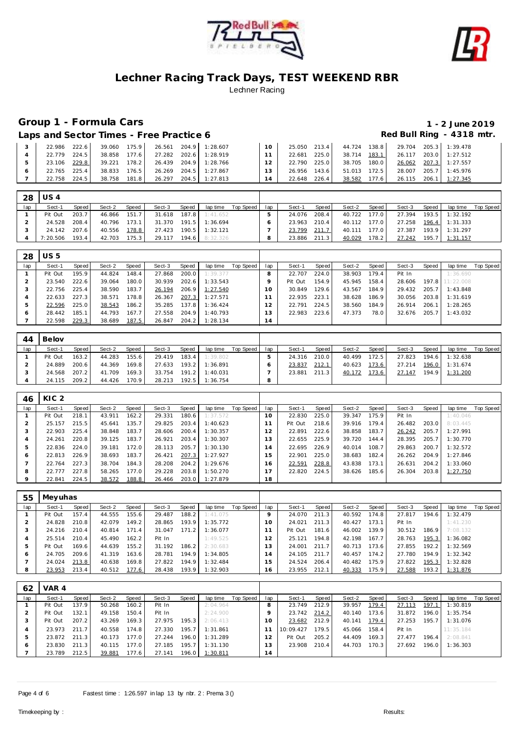# Lechner Racing Track Days, TEST WEEKEND RBR

Lechner Racing

## Group 1 - Formula Cars

**1 - 2 June 2019**

### Laps and Sector Times - Free Practice 6

**Red Bull Ring - 4318 mtr.**

| lap | Sect-1 | Speed | Sect-2 | Speed | Sect-3 | Speed | lap time | Top Speed | lap | Sect-1 | Speed | Sect-2 | Speed | Sect-3 | Speed | lap time | Top Speed |
|---|---|---|---|---|---|---|---|---|---|---|---|---|---|---|---|---|---|
| 3 | 22.986 | 222.6 | 39.060 | 175.9 | 26.561 | 204.9 | 1:28.607 | | 10 | 25.050 | 213.4 | 44.724 | 138.8 | 29.704 | 205.3 | 1:39.478 | |
| 4 | 22.779 | 224.5 | 38.858 | 177.6 | 27.282 | 202.6 | 1:28.919 | | 11 | 22.681 | 225.0 | 38.714 | 183.1 | 26.117 | 203.0 | 1:27.512 | |
| 5 | 23.106 | 229.8 | 39.221 | 178.2 | 26.439 | 204.9 | 1:28.766 | | 12 | 22.790 | 225.0 | 38.705 | 180.0 | 26.062 | 207.3 | 1:27.557 | |
| 6 | 22.765 | 225.4 | 38.833 | 176.5 | 26.269 | 204.5 | 1:27.867 | | 13 | 26.956 | 143.6 | 51.013 | 172.5 | 28.007 | 205.7 | 1:45.976 | |
| 7 | 22.758 | 224.5 | 38.758 | 181.8 | 26.297 | 204.5 | 1:27.813 | | 14 | 22.648 | 226.4 | 38.582 | 177.6 | 26.115 | 206.1 | 1:27.345 | |

### 28 US 4

| lap | Sect-1 | Speed | Sect-2 | Speed | Sect-3 | Speed | lap time | Top Speed | lap | Sect-1 | Speed | Sect-2 | Speed | Sect-3 | Speed | lap time | Top Speed |
|---|---|---|---|---|---|---|---|---|---|---|---|---|---|---|---|---|---|
| 1 | Pit Out | 203.7 | 46.866 | 151.7 | 31.618 | 187.8 | 1:41.652 | | 5 | 24.076 | 208.4 | 40.722 | 177.0 | 27.394 | 193.5 | 1:32.192 | |
| 2 | 24.528 | 208.4 | 40.796 | 173.1 | 31.370 | 191.5 | 1:36.694 | | 6 | 23.963 | 210.4 | 40.112 | 177.0 | 27.258 | 196.4 | 1:31.333 | |
| 3 | 24.142 | 207.6 | 40.556 | 178.8 | 27.423 | 190.5 | 1:32.121 | | 7 | 23.799 | 211.7 | 40.111 | 177.0 | 27.387 | 193.9 | 1:31.297 | |
| 4 | 7:20.506 | 193.4 | 42.703 | 175.3 | 29.117 | 194.6 | 8:32.326 | | 8 | 23.886 | 211.3 | 40.029 | 178.2 | 27.242 | 195.7 | 1:31.157 | |

### 28 US 5

| lap | Sect-1 | Speed | Sect-2 | Speed | Sect-3 | Speed | lap time | Top Speed | lap | Sect-1 | Speed | Sect-2 | Speed | Sect-3 | Speed | lap time | Top Speed |
|---|---|---|---|---|---|---|---|---|---|---|---|---|---|---|---|---|---|
| 1 | Pit Out | 195.9 | 44.824 | 148.4 | 27.868 | 200.0 | 1:39.377 | | 8 | 22.707 | 224.0 | 38.903 | 179.4 | Pit In | | 1:36.690 | |
| 2 | 23.540 | 222.6 | 39.064 | 180.0 | 30.939 | 202.6 | 1:33.543 | | 9 | Pit Out | 154.9 | 45.945 | 158.4 | 28.606 | 197.8 | 11:22.008 | |
| 3 | 22.756 | 225.4 | 38.590 | 183.7 | 26.194 | 206.9 | 1:27.540 | | 10 | 30.849 | 129.6 | 43.567 | 184.9 | 29.432 | 205.7 | 1:43.848 | |
| 4 | 22.633 | 227.3 | 38.571 | 178.8 | 26.367 | 207.3 | 1:27.571 | | 11 | 22.935 | 223.1 | 38.628 | 186.9 | 30.056 | 203.8 | 1:31.619 | |
| 5 | 22.596 | 225.0 | 38.543 | 186.2 | 35.285 | 137.8 | 1:36.424 | | 12 | 22.791 | 224.5 | 38.560 | 184.9 | 26.914 | 206.1 | 1:28.265 | |
| 6 | 28.442 | 185.1 | 44.793 | 167.7 | 27.558 | 204.9 | 1:40.793 | | 13 | 22.983 | 223.6 | 47.373 | 78.0 | 32.676 | 205.7 | 1:43.032 | |
| 7 | 22.598 | 229.3 | 38.689 | 187.5 | 26.847 | 204.2 | 1:28.134 | | 14 | | | | | | | | |

### 44 Belov

| lap | Sect-1 | Speed | Sect-2 | Speed | Sect-3 | Speed | lap time | Top Speed | lap | Sect-1 | Speed | Sect-2 | Speed | Sect-3 | Speed | lap time | Top Speed |
|---|---|---|---|---|---|---|---|---|---|---|---|---|---|---|---|---|---|
| 1 | Pit Out | 163.2 | 44.283 | 155.6 | 29.419 | 183.4 | 1:39.802 | | 5 | 24.316 | 210.0 | 40.499 | 172.5 | 27.823 | 194.6 | 1:32.638 | |
| 2 | 24.889 | 200.6 | 44.369 | 169.8 | 27.633 | 193.2 | 1:36.891 | | 6 | 23.837 | 212.1 | 40.623 | 173.6 | 27.214 | 196.0 | 1:31.674 | |
| 3 | 24.568 | 207.2 | 41.709 | 169.3 | 33.754 | 191.2 | 1:40.031 | | 7 | 23.881 | 211.3 | 40.172 | 173.6 | 27.147 | 194.9 | 1:31.200 | |
| 4 | 24.115 | 209.2 | 44.426 | 170.9 | 28.213 | 192.5 | 1:36.754 | | 8 | | | | | | | | |

### 46 KIC 2

| lap | Sect-1 | Speed | Sect-2 | Speed | Sect-3 | Speed | lap time | Top Speed | lap | Sect-1 | Speed | Sect-2 | Speed | Sect-3 | Speed | lap time | Top Speed |
|---|---|---|---|---|---|---|---|---|---|---|---|---|---|---|---|---|---|
| 1 | Pit Out | 218.1 | 43.911 | 162.2 | 29.331 | 180.6 | 1:37.572 | | 10 | 22.830 | 225.0 | 39.347 | 175.9 | Pit In | | 1:40.046 | |
| 2 | 25.157 | 215.5 | 45.641 | 135.7 | 29.825 | 203.4 | 1:40.623 | | 11 | Pit Out | 218.6 | 39.916 | 179.4 | 26.482 | 203.0 | 8:03.445 | |
| 3 | 22.903 | 225.4 | 38.848 | 183.7 | 28.606 | 200.4 | 1:30.357 | | 12 | 22.891 | 222.6 | 38.858 | 183.7 | 26.242 | 205.7 | 1:27.991 | |
| 4 | 24.261 | 220.8 | 39.125 | 183.7 | 26.921 | 203.4 | 1:30.307 | | 13 | 22.655 | 225.9 | 39.720 | 144.4 | 28.395 | 205.7 | 1:30.770 | |
| 5 | 22.836 | 224.0 | 39.181 | 172.0 | 28.113 | 205.7 | 1:30.130 | | 14 | 22.695 | 226.9 | 40.014 | 108.7 | 29.863 | 200.7 | 1:32.572 | |
| 6 | 22.813 | 226.9 | 38.693 | 183.7 | 26.421 | 207.3 | 1:27.927 | | 15 | 22.901 | 225.0 | 38.683 | 182.4 | 26.262 | 204.9 | 1:27.846 | |
| 7 | 22.764 | 227.3 | 38.704 | 184.3 | 28.208 | 204.2 | 1:29.676 | | 16 | 22.591 | 228.8 | 43.838 | 173.1 | 26.631 | 204.2 | 1:33.060 | |
| 8 | 22.777 | 227.8 | 58.265 | 177.0 | 29.228 | 203.8 | 1:50.270 | | 17 | 22.820 | 224.5 | 38.626 | 185.6 | 26.304 | 203.8 | 1:27.750 | |
| 9 | 22.841 | 224.5 | 38.572 | 188.8 | 26.466 | 203.0 | 1:27.879 | | 18 | | | | | | | | |

### 55 Meyuhas

| lap | Sect-1 | Speed | Sect-2 | Speed | Sect-3 | Speed | lap time | Top Speed | lap | Sect-1 | Speed | Sect-2 | Speed | Sect-3 | Speed | lap time | Top Speed |
|---|---|---|---|---|---|---|---|---|---|---|---|---|---|---|---|---|---|
| 1 | Pit Out | 157.4 | 44.555 | 155.6 | 29.487 | 188.2 | 1:41.075 | | 9 | 24.070 | 211.3 | 40.592 | 174.8 | 27.817 | 194.6 | 1:32.479 | |
| 2 | 24.828 | 210.8 | 42.079 | 149.2 | 28.865 | 193.9 | 1:35.772 | | 10 | 24.021 | 211.3 | 40.427 | 173.1 | Pit In | | 1:41.230 | |
| 3 | 24.216 | 210.4 | 40.814 | 171.4 | 31.047 | 171.2 | 1:36.077 | | 11 | Pit Out | 181.6 | 46.002 | 139.9 | 30.512 | 186.9 | 7:08.132 | |
| 4 | 25.514 | 210.4 | 45.490 | 162.2 | Pit In | | 1:49.525 | | 12 | 25.121 | 194.8 | 42.198 | 167.7 | 28.763 | 195.3 | 1:36.082 | |
| 5 | Pit Out | 169.6 | 44.639 | 155.2 | 31.192 | 186.2 | 2:30.683 | | 13 | 24.001 | 211.7 | 40.713 | 173.6 | 27.855 | 192.2 | 1:32.569 | |
| 6 | 24.705 | 209.6 | 41.319 | 163.6 | 28.781 | 194.9 | 1:34.805 | | 14 | 24.105 | 211.7 | 40.457 | 174.2 | 27.780 | 194.9 | 1:32.342 | |
| 7 | 24.024 | 213.8 | 40.638 | 169.8 | 27.822 | 194.9 | 1:32.484 | | 15 | 24.524 | 206.4 | 40.482 | 175.9 | 27.822 | 195.3 | 1:32.828 | |
| 8 | 23.953 | 213.4 | 40.512 | 177.6 | 28.438 | 193.9 | 1:32.903 | | 16 | 23.955 | 212.1 | 40.333 | 175.9 | 27.588 | 193.2 | 1:31.876 | |

### 62 VAR 4

| lap | Sect-1 | Speed | Sect-2 | Speed | Sect-3 | Speed | lap time | Top Speed | lap | Sect-1 | Speed | Sect-2 | Speed | Sect-3 | Speed | lap time | Top Speed |
|---|---|---|---|---|---|---|---|---|---|---|---|---|---|---|---|---|---|
| 1 | Pit Out | 137.9 | 50.268 | 160.2 | Pit In | | 2:04.964 | | 8 | 23.749 | 212.9 | 39.957 | 179.4 | 27.113 | 197.1 | 1:30.819 | |
| 2 | Pit Out | 132.1 | 49.158 | 150.4 | Pit In | | 2:24.900 | | 9 | 23.742 | 214.2 | 40.140 | 173.6 | 31.872 | 196.0 | 1:35.754 | |
| 3 | Pit Out | 207.2 | 43.269 | 169.3 | 27.975 | 195.3 | 2:06.413 | | 10 | 23.682 | 212.9 | 40.141 | 179.4 | 27.253 | 195.7 | 1:31.076 | |
| 4 | 23.973 | 211.7 | 40.558 | 174.8 | 27.330 | 195.7 | 1:31.861 | | 11 | 10:09.427 | 179.5 | 45.066 | 158.4 | Pit In | | 11:35.184 | |
| 5 | 23.872 | 211.3 | 40.173 | 177.0 | 27.244 | 196.0 | 1:31.289 | | 12 | Pit Out | 205.2 | 44.409 | 169.3 | 27.477 | 196.4 | 2:08.841 | |
| 6 | 23.830 | 211.3 | 40.115 | 177.0 | 27.185 | 195.7 | 1:31.130 | | 13 | 23.908 | 210.4 | 44.703 | 170.3 | 27.692 | 196.0 | 1:36.303 | |
| 7 | 23.789 | 212.5 | 39.881 | 177.6 | 27.141 | 196.0 | 1:30.811 | | 14 | | | | | | | | |

Fastest time : 1:26.597 in lap 13 by nbr. 2 : Prema 3 ()

Timekeeping by : Results: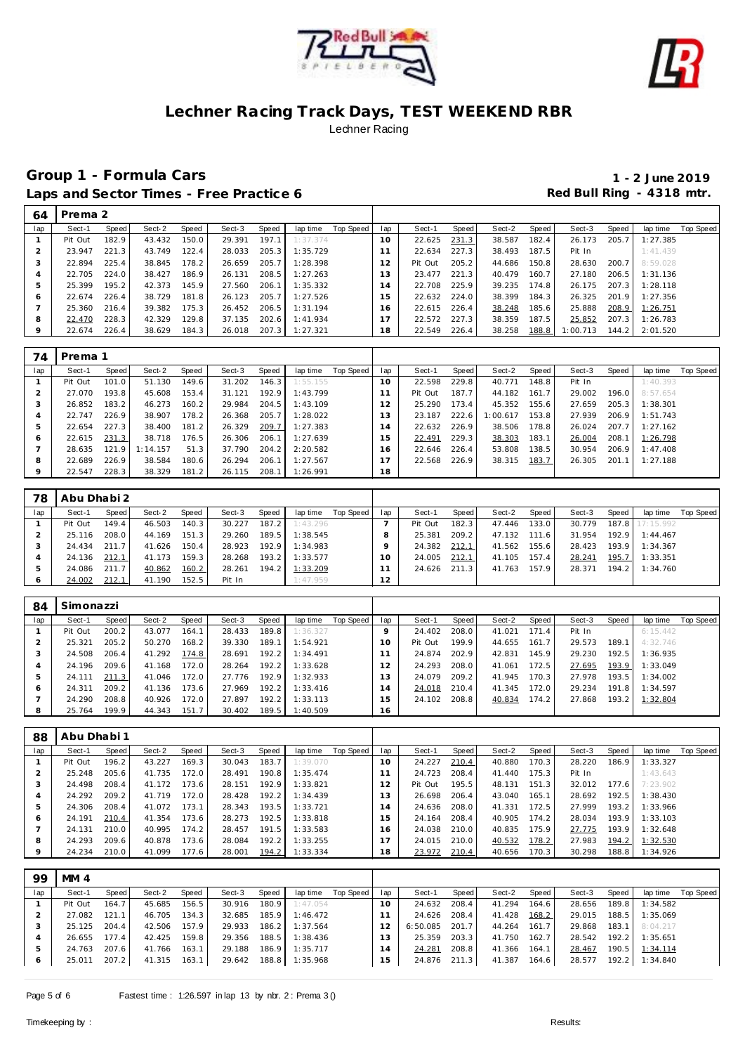# Lechner Racing Track Days, TEST WEEKEND RBR

Lechner Racing

## Group 1 - Formula Cars

**1 - 2 June 2019**

## Laps and Sector Times - Free Practice 6

**Red Bull Ring - 4318 mtr.**

| 64 | Prema 2 | | | | | | | | | | | | | | | | | |
|---|---|---|---|---|---|---|---|---|---|---|---|---|---|---|---|---|---|---|
| lap | Sect-1 | Speed | Sect-2 | Speed | Sect-3 | Speed | lap time | Top Speed | lap | Sect-1 | Speed | Sect-2 | Speed | Sect-3 | Speed | lap time | Top Speed |
| 1 | Pit Out | 182.9 | 43.432 | 150.0 | 29.391 | 197.1 | 1:37.374 | | 10 | 22.625 | 231.3 | 38.587 | 182.4 | 26.173 | 205.7 | 1:27.385 | |
| 2 | 23.947 | 221.3 | 43.749 | 122.4 | 28.033 | 205.3 | 1:35.729 | | 11 | 22.634 | 227.3 | 38.493 | 187.5 | Pit In | | 1:41.439 | |
| 3 | 22.894 | 225.4 | 38.845 | 178.2 | 26.659 | 205.7 | 1:28.398 | | 12 | Pit Out | 205.2 | 44.686 | 150.8 | 28.630 | 200.7 | 8:59.028 | |
| 4 | 22.705 | 224.0 | 38.427 | 186.9 | 26.131 | 208.5 | 1:27.263 | | 13 | 23.477 | 221.3 | 40.479 | 160.7 | 27.180 | 206.5 | 1:31.136 | |
| 5 | 25.399 | 195.2 | 42.373 | 145.9 | 27.560 | 206.1 | 1:35.332 | | 14 | 22.708 | 225.9 | 39.235 | 174.8 | 26.175 | 207.3 | 1:28.118 | |
| 6 | 22.674 | 226.4 | 38.729 | 181.8 | 26.123 | 205.7 | 1:27.526 | | 15 | 22.632 | 224.0 | 38.399 | 184.3 | 26.325 | 201.9 | 1:27.356 | |
| 7 | 25.360 | 216.4 | 39.382 | 175.3 | 26.452 | 206.5 | 1:31.194 | | 16 | 22.615 | 226.4 | 38.248 | 185.6 | 25.888 | 208.9 | 1:26.751 | |
| 8 | 22.470 | 228.3 | 42.329 | 129.8 | 37.135 | 202.6 | 1:41.934 | | 17 | 22.572 | 227.3 | 38.359 | 187.5 | 25.852 | 207.3 | 1:26.783 | |
| 9 | 22.674 | 226.4 | 38.629 | 184.3 | 26.018 | 207.3 | 1:27.321 | | 18 | 22.549 | 226.4 | 38.258 | 188.8 | 1:00.713 | 144.2 | 2:01.520 | |

| 74 | Prema 1 | | | | | | | | | | | | | | | | | |
|---|---|---|---|---|---|---|---|---|---|---|---|---|---|---|---|---|---|---|
| lap | Sect-1 | Speed | Sect-2 | Speed | Sect-3 | Speed | lap time | Top Speed | lap | Sect-1 | Speed | Sect-2 | Speed | Sect-3 | Speed | lap time | Top Speed |
| 1 | Pit Out | 101.0 | 51.130 | 149.6 | 31.202 | 146.3 | 1:55.155 | | 10 | 22.598 | 229.8 | 40.771 | 148.8 | Pit In | | 1:40.393 | |
| 2 | 27.070 | 193.8 | 45.608 | 153.4 | 31.121 | 192.9 | 1:43.799 | | 11 | Pit Out | 187.7 | 44.182 | 161.7 | 29.002 | 196.0 | 8:57.654 | |
| 3 | 26.852 | 183.2 | 46.273 | 160.2 | 29.984 | 204.5 | 1:43.109 | | 12 | 25.290 | 173.4 | 45.352 | 155.6 | 27.659 | 205.3 | 1:38.301 | |
| 4 | 22.747 | 226.9 | 38.907 | 178.2 | 26.368 | 205.7 | 1:28.022 | | 13 | 23.187 | 222.6 | 1:00.617 | 153.8 | 27.939 | 206.9 | 1:51.743 | |
| 5 | 22.654 | 227.3 | 38.400 | 181.2 | 26.329 | 209.7 | 1:27.383 | | 14 | 22.632 | 226.9 | 38.506 | 178.8 | 26.024 | 207.7 | 1:27.162 | |
| 6 | 22.615 | 231.3 | 38.718 | 176.5 | 26.306 | 206.1 | 1:27.639 | | 15 | 22.491 | 229.3 | 38.303 | 183.1 | 26.004 | 208.1 | 1:26.798 | |
| 7 | 28.635 | 121.9 | 1:14.157 | 51.3 | 37.790 | 204.2 | 2:20.582 | | 16 | 22.646 | 226.4 | 53.808 | 138.5 | 30.954 | 206.9 | 1:47.408 | |
| 8 | 22.689 | 226.9 | 38.584 | 180.6 | 26.294 | 206.1 | 1:27.567 | | 17 | 22.568 | 226.9 | 38.315 | 183.7 | 26.305 | 201.1 | 1:27.188 | |
| 9 | 22.547 | 228.3 | 38.329 | 181.2 | 26.115 | 208.1 | 1:26.991 | | 18 | | | | | | | | |

| 78 | Abu Dhabi 2 | | | | | | | | | | | | | | | | | |
|---|---|---|---|---|---|---|---|---|---|---|---|---|---|---|---|---|---|---|
| lap | Sect-1 | Speed | Sect-2 | Speed | Sect-3 | Speed | lap time | Top Speed | lap | Sect-1 | Speed | Sect-2 | Speed | Sect-3 | Speed | lap time | Top Speed |
| 1 | Pit Out | 149.4 | 46.503 | 140.3 | 30.227 | 187.2 | 1:43.296 | | 7 | Pit Out | 182.3 | 47.446 | 133.0 | 30.779 | 187.8 | 17:15.992 | |
| 2 | 25.116 | 208.0 | 44.169 | 151.3 | 29.260 | 189.5 | 1:38.545 | | 8 | 25.381 | 209.2 | 47.132 | 111.6 | 31.954 | 192.9 | 1:44.467 | |
| 3 | 24.434 | 211.7 | 41.626 | 150.4 | 28.923 | 192.9 | 1:34.983 | | 9 | 24.382 | 212.1 | 41.562 | 155.6 | 28.423 | 193.9 | 1:34.367 | |
| 4 | 24.136 | 212.1 | 41.173 | 159.3 | 28.268 | 193.2 | 1:33.577 | | 10 | 24.005 | 212.1 | 41.105 | 157.4 | 28.241 | 195.7 | 1:33.351 | |
| 5 | 24.086 | 211.7 | 40.862 | 160.2 | 28.261 | 194.2 | 1:33.209 | | 11 | 24.626 | 211.3 | 41.763 | 157.9 | 28.371 | 194.2 | 1:34.760 | |
| 6 | 24.002 | 212.1 | 41.190 | 152.5 | Pit In | | 1:47.959 | | 12 | | | | | | | | |

| 84 | Simonazzi | | | | | | | | | | | | | | | | | |
|---|---|---|---|---|---|---|---|---|---|---|---|---|---|---|---|---|---|---|
| lap | Sect-1 | Speed | Sect-2 | Speed | Sect-3 | Speed | lap time | Top Speed | lap | Sect-1 | Speed | Sect-2 | Speed | Sect-3 | Speed | lap time | Top Speed |
| 1 | Pit Out | 200.2 | 43.077 | 164.1 | 28.433 | 189.8 | 1:36.327 | | 9 | 24.402 | 208.0 | 41.021 | 171.4 | Pit In | | 6:15.442 | |
| 2 | 25.321 | 205.2 | 50.270 | 168.2 | 39.330 | 189.1 | 1:54.921 | | 10 | Pit Out | 199.9 | 44.655 | 161.7 | 29.573 | 189.1 | 4:32.746 | |
| 3 | 24.508 | 206.4 | 41.292 | 174.8 | 28.691 | 192.2 | 1:34.491 | | 11 | 24.874 | 202.9 | 42.831 | 145.9 | 29.230 | 192.5 | 1:36.935 | |
| 4 | 24.196 | 209.6 | 41.168 | 172.0 | 28.264 | 192.2 | 1:33.628 | | 12 | 24.293 | 208.0 | 41.061 | 172.5 | 27.695 | 193.9 | 1:33.049 | |
| 5 | 24.111 | 211.3 | 41.046 | 172.0 | 27.776 | 192.9 | 1:32.933 | | 13 | 24.079 | 209.2 | 41.945 | 170.3 | 27.978 | 193.5 | 1:34.002 | |
| 6 | 24.311 | 209.2 | 41.136 | 173.6 | 27.969 | 192.2 | 1:33.416 | | 14 | 24.018 | 210.4 | 41.345 | 172.0 | 29.234 | 191.8 | 1:34.597 | |
| 7 | 24.290 | 208.8 | 40.926 | 172.0 | 27.897 | 192.2 | 1:33.113 | | 15 | 24.102 | 208.8 | 40.834 | 174.2 | 27.868 | 193.2 | 1:32.804 | |
| 8 | 25.764 | 199.9 | 44.343 | 151.7 | 30.402 | 189.5 | 1:40.509 | | 16 | | | | | | | | |

| 88 | Abu Dhabi 1 | | | | | | | | | | | | | | | | | |
|---|---|---|---|---|---|---|---|---|---|---|---|---|---|---|---|---|---|---|
| lap | Sect-1 | Speed | Sect-2 | Speed | Sect-3 | Speed | lap time | Top Speed | lap | Sect-1 | Speed | Sect-2 | Speed | Sect-3 | Speed | lap time | Top Speed |
| 1 | Pit Out | 196.2 | 43.227 | 169.3 | 30.043 | 183.7 | 1:39.070 | | 10 | 24.227 | 210.4 | 40.880 | 170.3 | 28.220 | 186.9 | 1:33.327 | |
| 2 | 25.248 | 205.6 | 41.735 | 172.0 | 28.491 | 190.8 | 1:35.474 | | 11 | 24.723 | 208.4 | 41.440 | 175.3 | Pit In | | 1:43.643 | |
| 3 | 24.498 | 208.4 | 41.172 | 173.6 | 28.151 | 192.9 | 1:33.821 | | 12 | Pit Out | 195.5 | 48.131 | 151.3 | 32.012 | 177.6 | 7:23.902 | |
| 4 | 24.292 | 209.2 | 41.719 | 172.0 | 28.428 | 192.2 | 1:34.439 | | 13 | 26.698 | 206.4 | 43.040 | 165.1 | 28.692 | 192.5 | 1:38.430 | |
| 5 | 24.306 | 208.4 | 41.072 | 173.1 | 28.343 | 193.5 | 1:33.721 | | 14 | 24.636 | 208.0 | 41.331 | 172.5 | 27.999 | 193.2 | 1:33.966 | |
| 6 | 24.191 | 210.4 | 41.354 | 173.6 | 28.273 | 192.5 | 1:33.818 | | 15 | 24.164 | 208.4 | 40.905 | 174.2 | 28.034 | 193.9 | 1:33.103 | |
| 7 | 24.131 | 210.0 | 40.995 | 174.2 | 28.457 | 191.5 | 1:33.583 | | 16 | 24.038 | 210.0 | 40.835 | 175.9 | 27.775 | 193.9 | 1:32.648 | |
| 8 | 24.293 | 209.6 | 40.878 | 173.6 | 28.084 | 192.2 | 1:33.255 | | 17 | 24.015 | 210.0 | 40.532 | 178.2 | 27.983 | 194.2 | 1:32.530 | |
| 9 | 24.234 | 210.0 | 41.099 | 177.6 | 28.001 | 194.2 | 1:33.334 | | 18 | 23.972 | 210.4 | 40.656 | 170.3 | 30.298 | 188.8 | 1:34.926 | |

| 99 | MM 4 | | | | | | | | | | | | | | | | | |
|---|---|---|---|---|---|---|---|---|---|---|---|---|---|---|---|---|---|---|
| lap | Sect-1 | Speed | Sect-2 | Speed | Sect-3 | Speed | lap time | Top Speed | lap | Sect-1 | Speed | Sect-2 | Speed | Sect-3 | Speed | lap time | Top Speed |
| 1 | Pit Out | 164.7 | 45.685 | 156.5 | 30.916 | 180.9 | 1:47.054 | | 10 | 24.632 | 208.4 | 41.294 | 164.6 | 28.656 | 189.8 | 1:34.582 | |
| 2 | 27.082 | 121.1 | 46.705 | 134.3 | 32.685 | 185.9 | 1:46.472 | | 11 | 24.626 | 208.4 | 41.428 | 168.2 | 29.015 | 188.5 | 1:35.069 | |
| 3 | 25.125 | 204.4 | 42.506 | 157.9 | 29.933 | 186.2 | 1:37.564 | | 12 | 6:50.085 | 201.7 | 44.264 | 161.7 | 29.868 | 183.1 | 8:04.217 | |
| 4 | 26.655 | 177.4 | 42.425 | 159.8 | 29.356 | 188.5 | 1:38.436 | | 13 | 25.359 | 203.3 | 41.750 | 162.7 | 28.542 | 192.2 | 1:35.651 | |
| 5 | 24.763 | 207.6 | 41.766 | 163.1 | 29.188 | 186.9 | 1:35.717 | | 14 | 24.281 | 208.8 | 41.366 | 164.1 | 28.467 | 190.5 | 1:34.114 | |
| 6 | 25.011 | 207.2 | 41.315 | 163.1 | 29.642 | 188.8 | 1:35.968 | | 15 | 24.876 | 211.3 | 41.387 | 164.6 | 28.577 | 192.2 | 1:34.840 | |

Fastest time : 1:26.597 in lap 13 by nbr. 2 : Prema 3 ()

Timekeeping by : Results: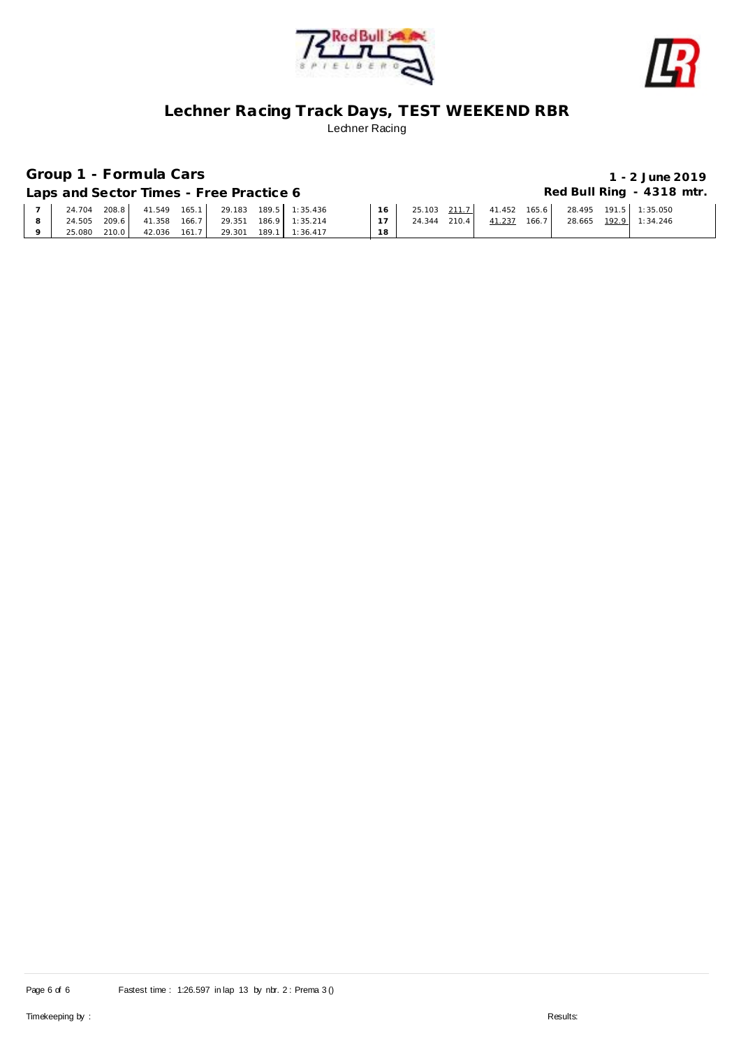# Lechner Racing Track Days, TEST WEEKEND RBR

Lechner Racing

## Group 1 - Formula Cars

**1 - 2 June 2019**

### Laps and Sector Times - Free Practice 6

**Red Bull Ring - 4318 mtr.**

| | | | | | | | | | | | | | | | |
|---|---|---|---|---|---|---|---|---|---|---|---|---|---|---|---|
| **7** | 24.704 | 208.8 | 41.549 | 165.1 | 29.183 | 189.5 | 1:35.436 | **16** | 25.103 | 211.7 | 41.452 | 165.6 | 28.495 | 191.5 | 1:35.050 |
| **8** | 24.505 | 209.6 | 41.358 | 166.7 | 29.351 | 186.9 | 1:35.214 | **17** | 24.344 | 210.4 | 41.237 | 166.7 | 28.665 | 192.9 | 1:34.246 |
| **9** | 25.080 | 210.0 | 42.036 | 161.7 | 29.301 | 189.1 | 1:36.417 | **18** | | | | | | | |

Fastest time : 1:26.597 in lap 13 by nbr. 2 : Prema 3 ()

Timekeeping by :

Results: